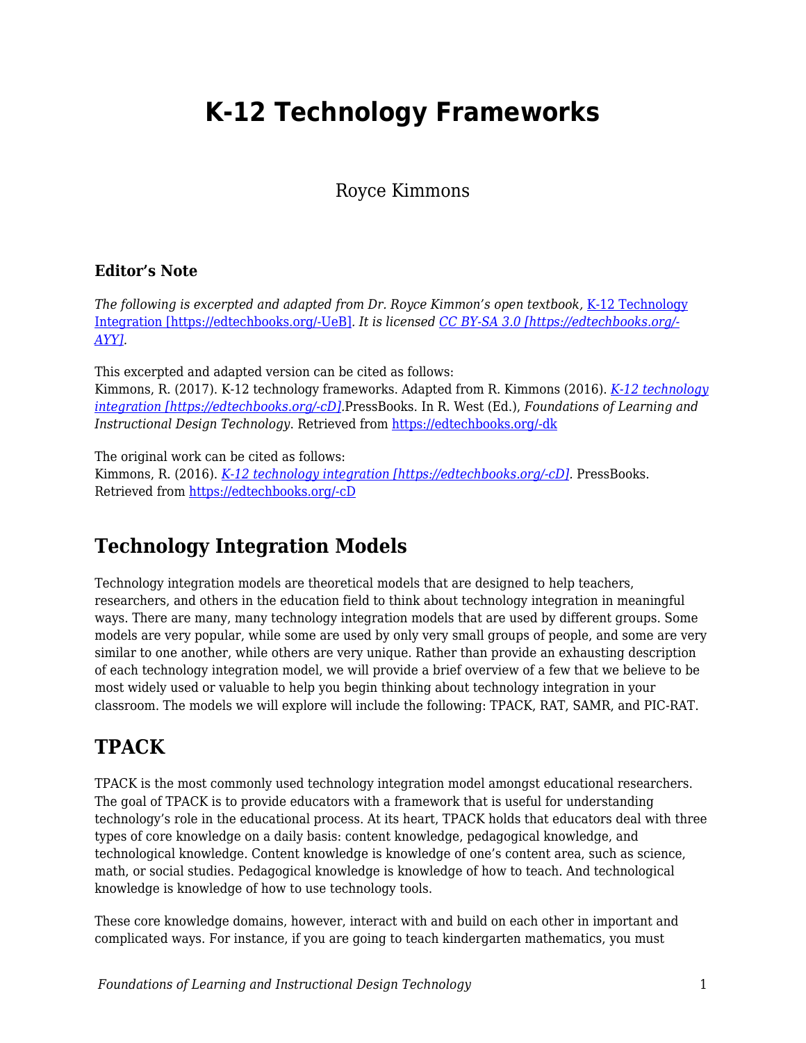# K-12 Technology Frameworks

Royce Kimmons

### Editor's Note

*The following is excerpted and adapted from Dr. Royce Kimmon's open textbook*, [K-12 Technology Integration [https://edtechbooks.org/-UeB]](https://edtechbooks.org/-UeB). *It is licensed [CC BY-SA 3.0 [https://edtechbooks.org/-AYY]](https://edtechbooks.org/-AYY).*

This excerpted and adapted version can be cited as follows:
Kimmons, R. (2017). K-12 technology frameworks. Adapted from R. Kimmons (2016). *[K-12 technology integration [https://edtechbooks.org/-cD]](https://edtechbooks.org/-cD)*.PressBooks. In R. West (Ed.), *Foundations of Learning and Instructional Design Technology*. Retrieved from [https://edtechbooks.org/-dk](https://edtechbooks.org/-dk)

The original work can be cited as follows:
Kimmons, R. (2016). *[K-12 technology integration [https://edtechbooks.org/-cD]](https://edtechbooks.org/-cD)*. PressBooks. Retrieved from [https://edtechbooks.org/-cD](https://edtechbooks.org/-cD)

## Technology Integration Models

Technology integration models are theoretical models that are designed to help teachers, researchers, and others in the education field to think about technology integration in meaningful ways. There are many, many technology integration models that are used by different groups. Some models are very popular, while some are used by only very small groups of people, and some are very similar to one another, while others are very unique. Rather than provide an exhausting description of each technology integration model, we will provide a brief overview of a few that we believe to be most widely used or valuable to help you begin thinking about technology integration in your classroom. The models we will explore will include the following: TPACK, RAT, SAMR, and PIC-RAT.

## TPACK

TPACK is the most commonly used technology integration model amongst educational researchers. The goal of TPACK is to provide educators with a framework that is useful for understanding technology's role in the educational process. At its heart, TPACK holds that educators deal with three types of core knowledge on a daily basis: content knowledge, pedagogical knowledge, and technological knowledge. Content knowledge is knowledge of one's content area, such as science, math, or social studies. Pedagogical knowledge is knowledge of how to teach. And technological knowledge is knowledge of how to use technology tools.

These core knowledge domains, however, interact with and build on each other in important and complicated ways. For instance, if you are going to teach kindergarten mathematics, you must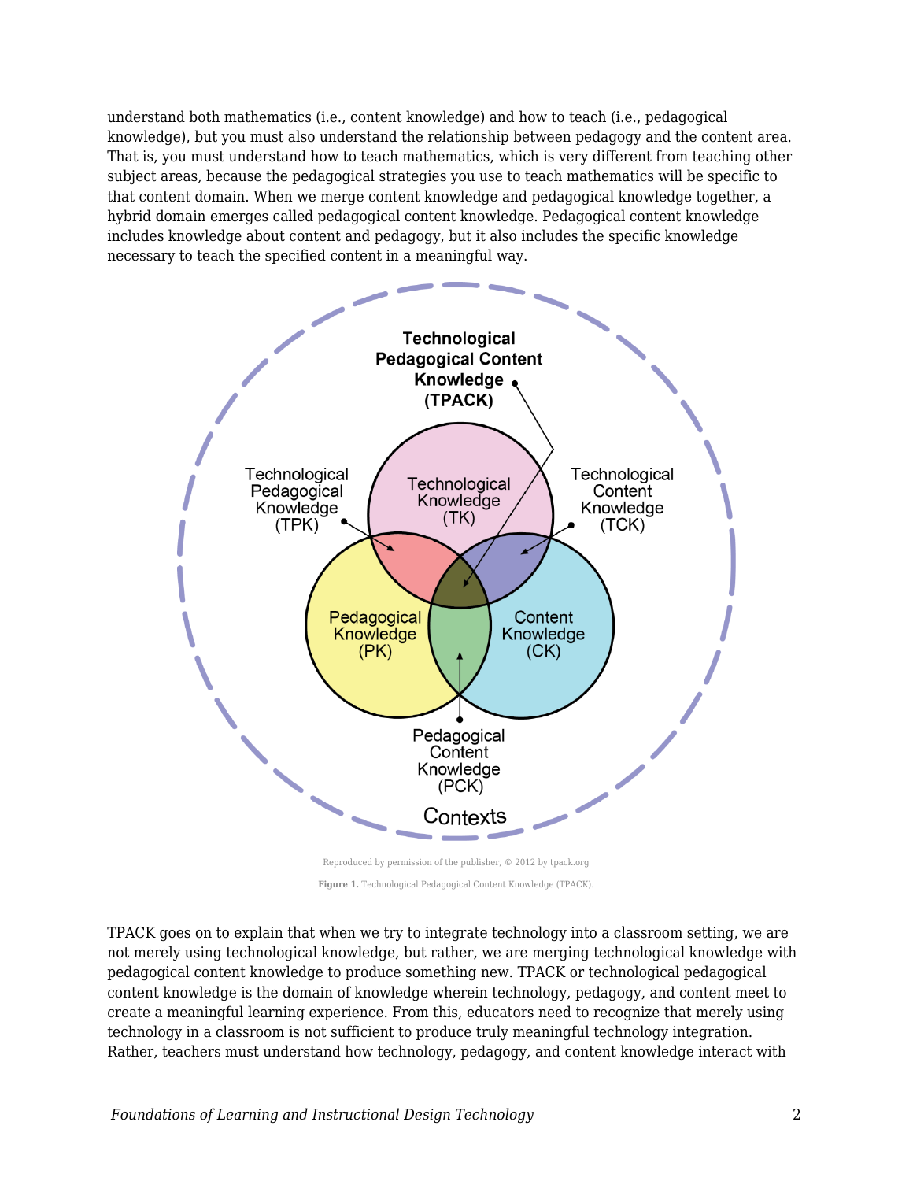understand both mathematics (i.e., content knowledge) and how to teach (i.e., pedagogical knowledge), but you must also understand the relationship between pedagogy and the content area. That is, you must understand how to teach mathematics, which is very different from teaching other subject areas, because the pedagogical strategies you use to teach mathematics will be specific to that content domain. When we merge content knowledge and pedagogical knowledge together, a hybrid domain emerges called pedagogical content knowledge. Pedagogical content knowledge includes knowledge about content and pedagogy, but it also includes the specific knowledge necessary to teach the specified content in a meaningful way.

Reproduced by permission of the publisher, © 2012 by tpack.org

**Figure 1.** Technological Pedagogical Content Knowledge (TPACK).

TPACK goes on to explain that when we try to integrate technology into a classroom setting, we are not merely using technological knowledge, but rather, we are merging technological knowledge with pedagogical content knowledge to produce something new. TPACK or technological pedagogical content knowledge is the domain of knowledge wherein technology, pedagogy, and content meet to create a meaningful learning experience. From this, educators need to recognize that merely using technology in a classroom is not sufficient to produce truly meaningful technology integration. Rather, teachers must understand how technology, pedagogy, and content knowledge interact with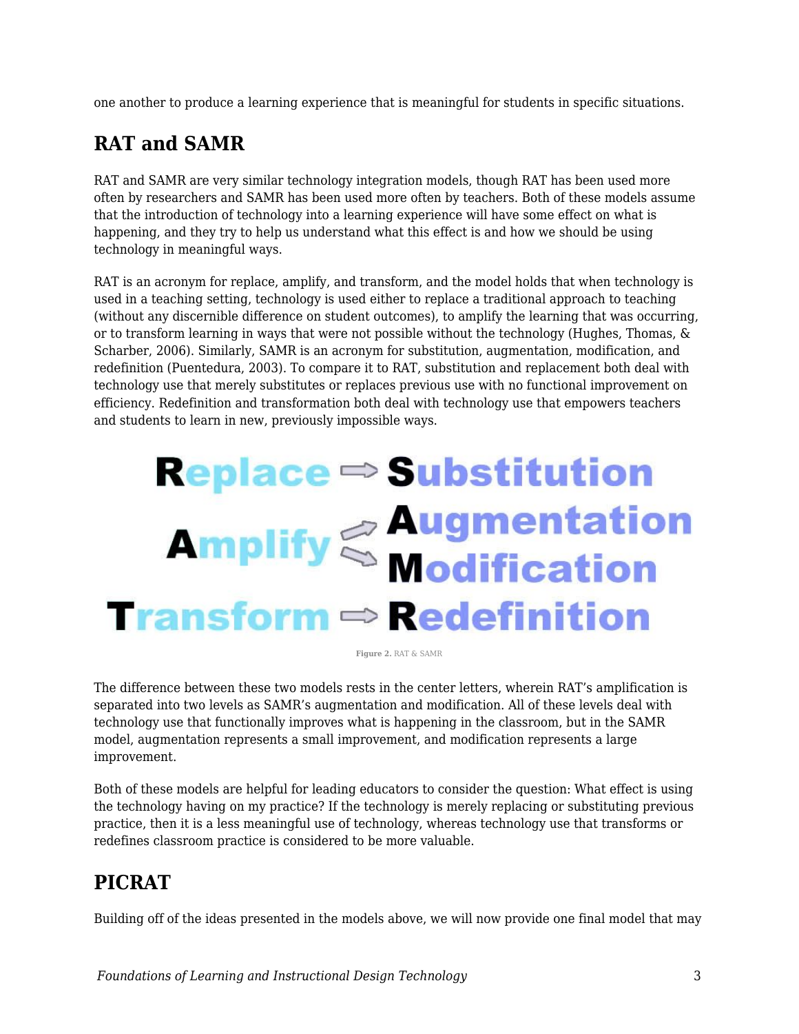one another to produce a learning experience that is meaningful for students in specific situations.

## RAT and SAMR

RAT and SAMR are very similar technology integration models, though RAT has been used more often by researchers and SAMR has been used more often by teachers. Both of these models assume that the introduction of technology into a learning experience will have some effect on what is happening, and they try to help us understand what this effect is and how we should be using technology in meaningful ways.

RAT is an acronym for replace, amplify, and transform, and the model holds that when technology is used in a teaching setting, technology is used either to replace a traditional approach to teaching (without any discernible difference on student outcomes), to amplify the learning that was occurring, or to transform learning in ways that were not possible without the technology (Hughes, Thomas, & Scharber, 2006). Similarly, SAMR is an acronym for substitution, augmentation, modification, and redefinition (Puentedura, 2003). To compare it to RAT, substitution and replacement both deal with technology use that merely substitutes or replaces previous use with no functional improvement on efficiency. Redefinition and transformation both deal with technology use that empowers teachers and students to learn in new, previously impossible ways.

**Figure 2.** RAT & SAMR

The difference between these two models rests in the center letters, wherein RAT's amplification is separated into two levels as SAMR's augmentation and modification. All of these levels deal with technology use that functionally improves what is happening in the classroom, but in the SAMR model, augmentation represents a small improvement, and modification represents a large improvement.

Both of these models are helpful for leading educators to consider the question: What effect is using the technology having on my practice? If the technology is merely replacing or substituting previous practice, then it is a less meaningful use of technology, whereas technology use that transforms or redefines classroom practice is considered to be more valuable.

## PICRAT

Building off of the ideas presented in the models above, we will now provide one final model that may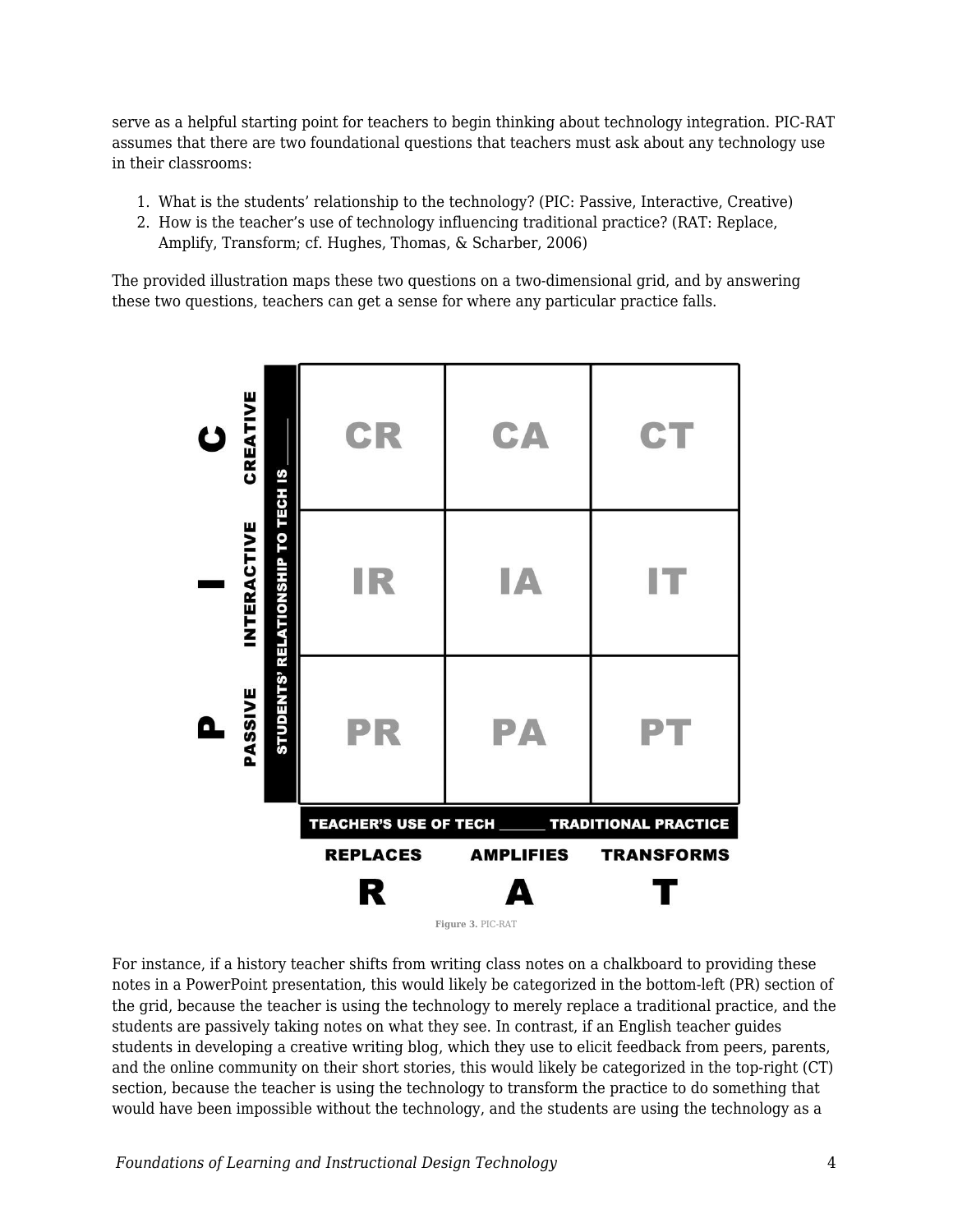serve as a helpful starting point for teachers to begin thinking about technology integration. PIC-RAT assumes that there are two foundational questions that teachers must ask about any technology use in their classrooms:

1. What is the students' relationship to the technology? (PIC: Passive, Interactive, Creative)
2. How is the teacher's use of technology influencing traditional practice? (RAT: Replace, Amplify, Transform; cf. Hughes, Thomas, & Scharber, 2006)

The provided illustration maps these two questions on a two-dimensional grid, and by answering these two questions, teachers can get a sense for where any particular practice falls.

| STUDENTS' RELATIONSHIP TO TECH IS ___ | REPLACES (R) | AMPLIFIES (A) | TRANSFORMS (T) |
| --- | --- | --- | --- |
| C — CREATIVE | CR | CA | CT |
| I — INTERACTIVE | IR | IA | IT |
| P — PASSIVE | PR | PA | PT |

TEACHER'S USE OF TECH ______ TRADITIONAL PRACTICE

**Figure 3.** PIC-RAT

For instance, if a history teacher shifts from writing class notes on a chalkboard to providing these notes in a PowerPoint presentation, this would likely be categorized in the bottom-left (PR) section of the grid, because the teacher is using the technology to merely replace a traditional practice, and the students are passively taking notes on what they see. In contrast, if an English teacher guides students in developing a creative writing blog, which they use to elicit feedback from peers, parents, and the online community on their short stories, this would likely be categorized in the top-right (CT) section, because the teacher is using the technology to transform the practice to do something that would have been impossible without the technology, and the students are using the technology as a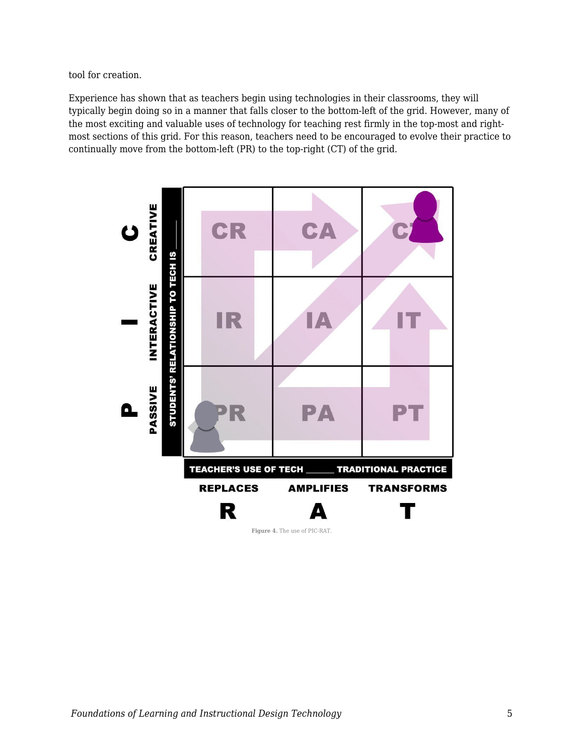tool for creation.

Experience has shown that as teachers begin using technologies in their classrooms, they will typically begin doing so in a manner that falls closer to the bottom-left of the grid. However, many of the most exciting and valuable uses of technology for teaching rest firmly in the top-most and right-most sections of this grid. For this reason, teachers need to be encouraged to evolve their practice to continually move from the bottom-left (PR) to the top-right (CT) of the grid.

Figure 4. The use of PIC-RAT.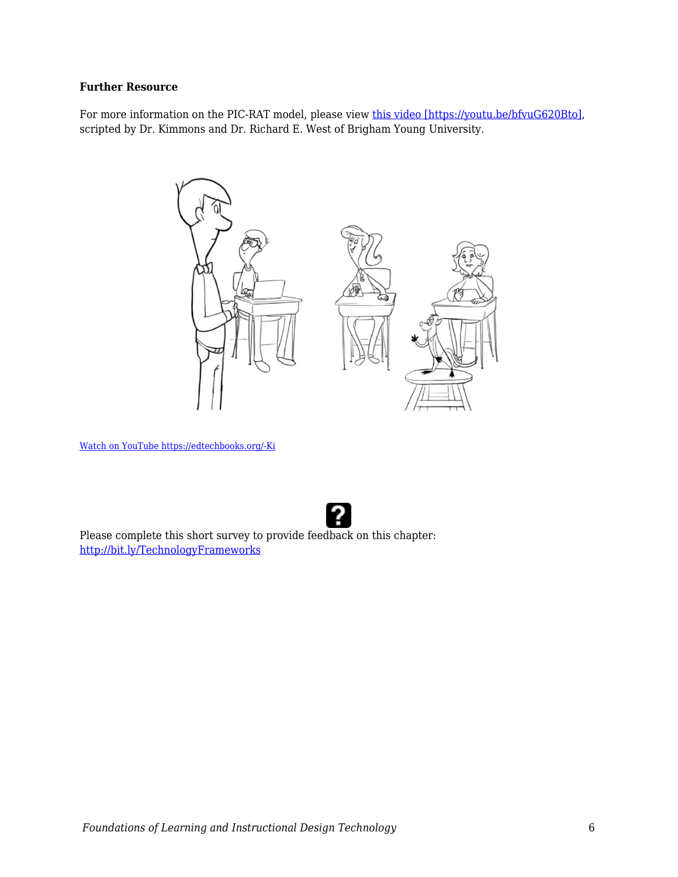**Further Resource**

For more information on the PIC-RAT model, please view [this video [https://youtu.be/bfvuG620Bto]](https://youtu.be/bfvuG620Bto), scripted by Dr. Kimmons and Dr. Richard E. West of Brigham Young University.

[Watch on YouTube https://edtechbooks.org/-Ki](https://edtechbooks.org/-Ki)

Please complete this short survey to provide feedback on this chapter: [http://bit.ly/TechnologyFrameworks](http://bit.ly/TechnologyFrameworks)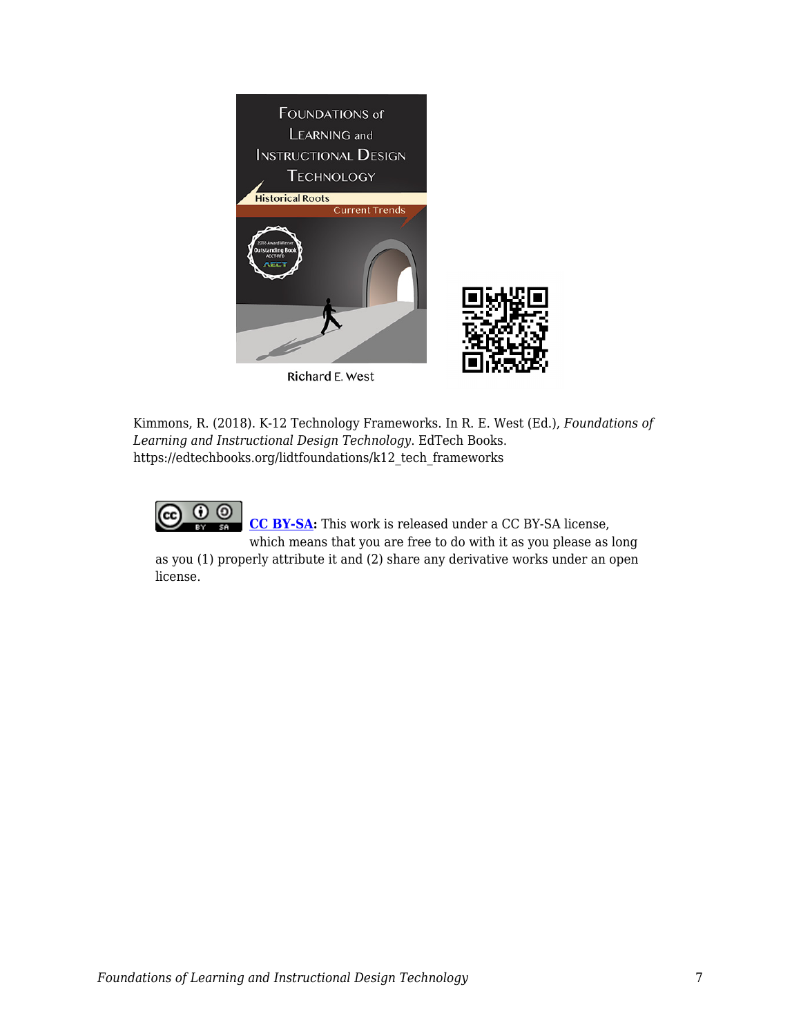Kimmons, R. (2018). K-12 Technology Frameworks. In R. E. West (Ed.), *Foundations of Learning and Instructional Design Technology*. EdTech Books. https://edtechbooks.org/lidtfoundations/k12_tech_frameworks

**CC BY-SA:** This work is released under a CC BY-SA license, which means that you are free to do with it as you please as long as you (1) properly attribute it and (2) share any derivative works under an open license.